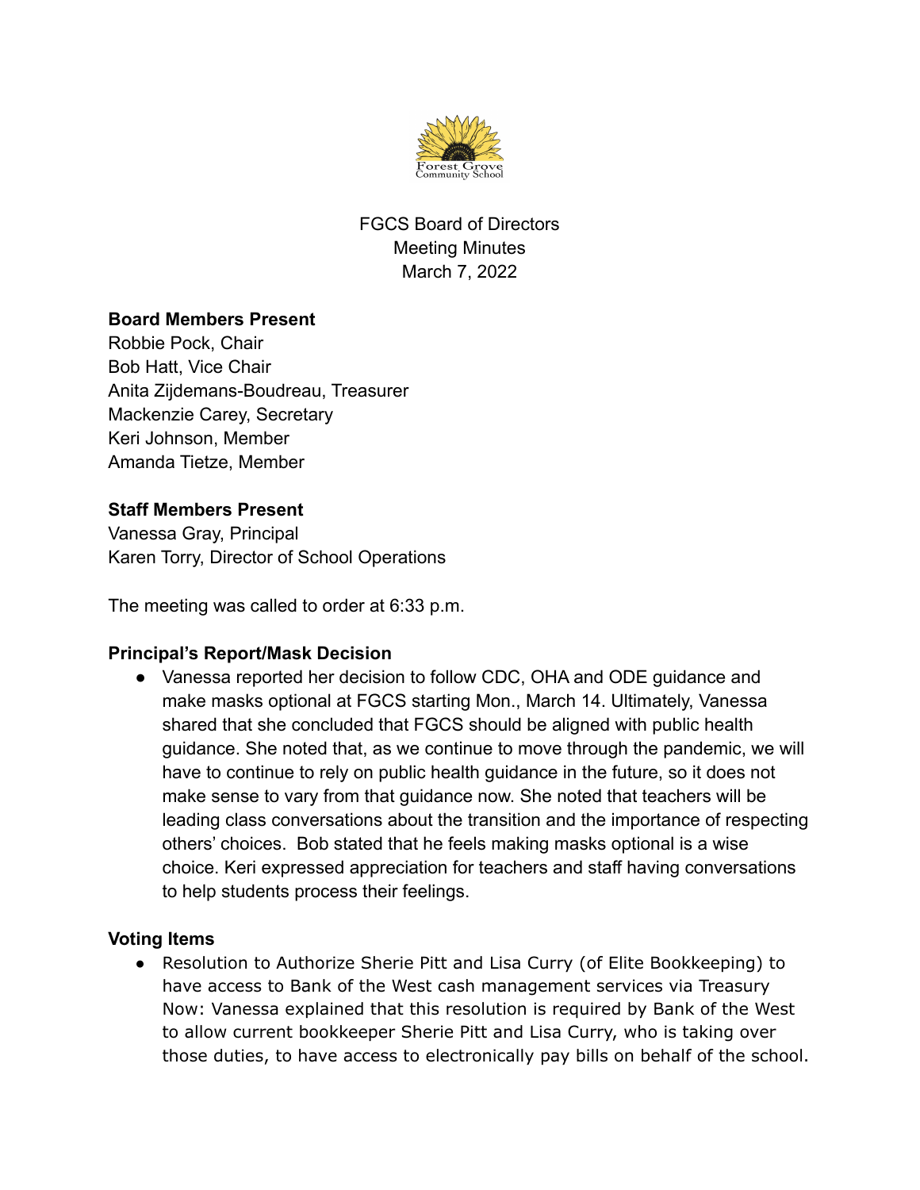FGCS Board of Directors
Meeting Minutes
March 7, 2022

**Board Members Present**
Robbie Pock, Chair
Bob Hatt, Vice Chair
Anita Zijdemans-Boudreau, Treasurer
Mackenzie Carey, Secretary
Keri Johnson, Member
Amanda Tietze, Member

**Staff Members Present**
Vanessa Gray, Principal
Karen Torry, Director of School Operations

The meeting was called to order at 6:33 p.m.

**Principal's Report/Mask Decision**

- Vanessa reported her decision to follow CDC, OHA and ODE guidance and make masks optional at FGCS starting Mon., March 14. Ultimately, Vanessa shared that she concluded that FGCS should be aligned with public health guidance. She noted that, as we continue to move through the pandemic, we will have to continue to rely on public health guidance in the future, so it does not make sense to vary from that guidance now. She noted that teachers will be leading class conversations about the transition and the importance of respecting others' choices. Bob stated that he feels making masks optional is a wise choice. Keri expressed appreciation for teachers and staff having conversations to help students process their feelings.

**Voting Items**

- Resolution to Authorize Sherie Pitt and Lisa Curry (of Elite Bookkeeping) to have access to Bank of the West cash management services via Treasury Now: Vanessa explained that this resolution is required by Bank of the West to allow current bookkeeper Sherie Pitt and Lisa Curry, who is taking over those duties, to have access to electronically pay bills on behalf of the school.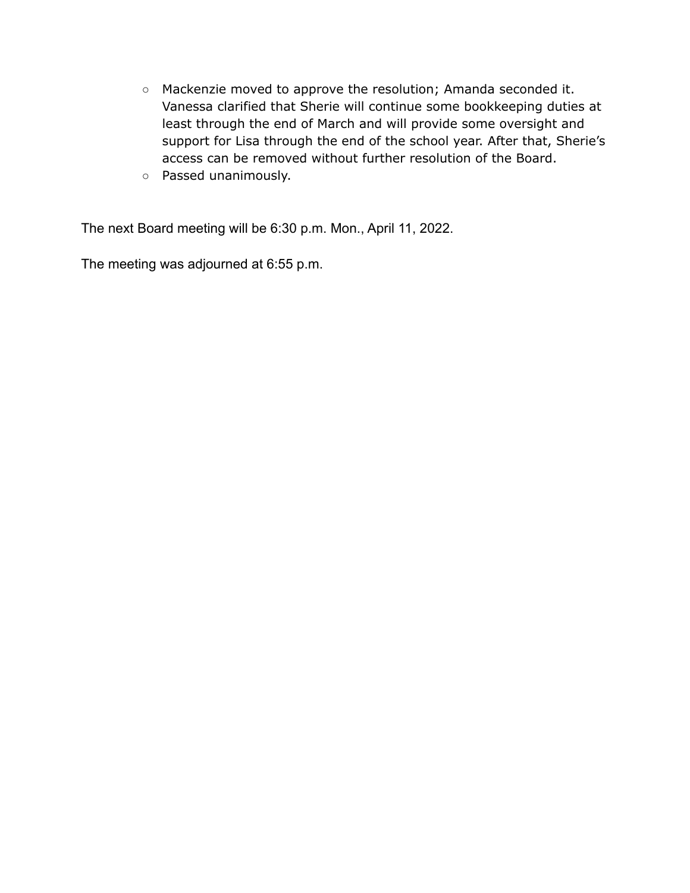- Mackenzie moved to approve the resolution; Amanda seconded it. Vanessa clarified that Sherie will continue some bookkeeping duties at least through the end of March and will provide some oversight and support for Lisa through the end of the school year. After that, Sherie's access can be removed without further resolution of the Board.
  - Passed unanimously.

The next Board meeting will be 6:30 p.m. Mon., April 11, 2022.

The meeting was adjourned at 6:55 p.m.